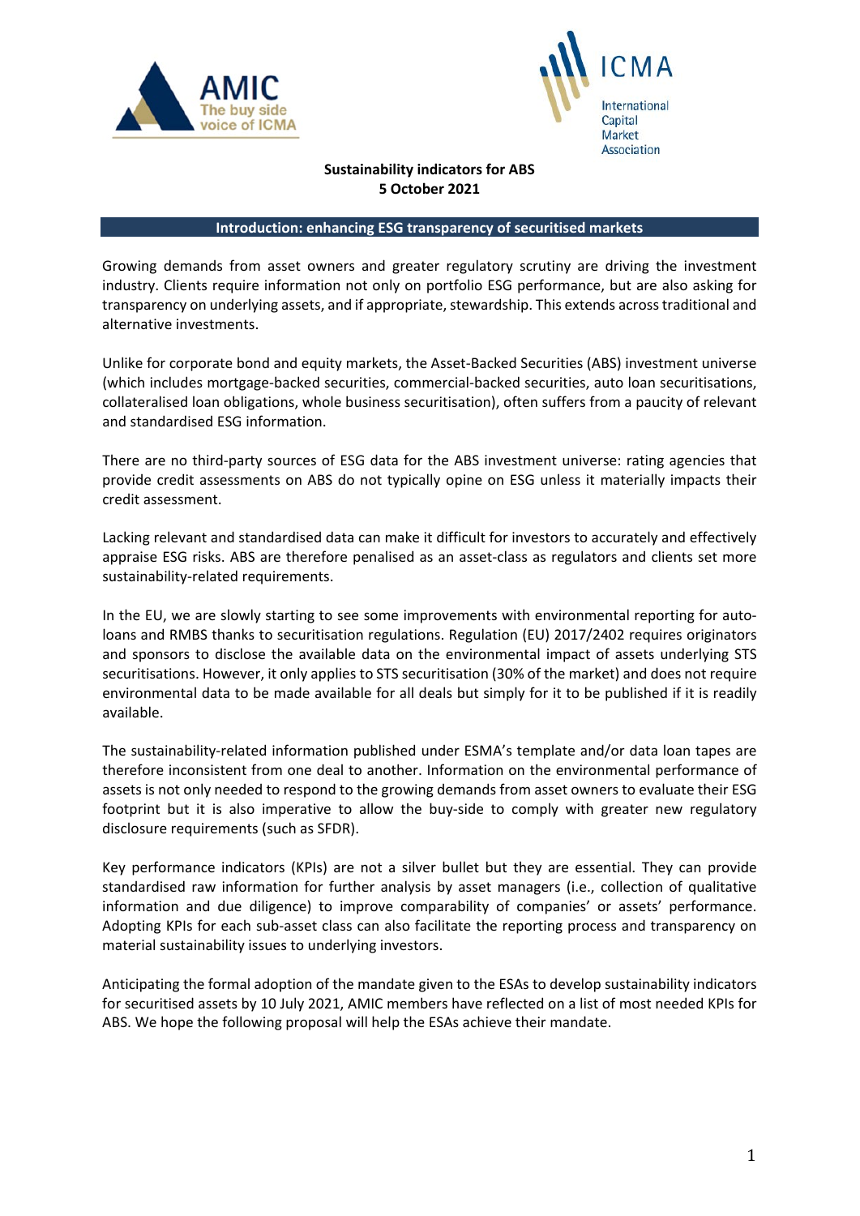**Sustainability indicators for ABS**
**5 October 2021**

## Introduction: enhancing ESG transparency of securitised markets

Growing demands from asset owners and greater regulatory scrutiny are driving the investment industry. Clients require information not only on portfolio ESG performance, but are also asking for transparency on underlying assets, and if appropriate, stewardship. This extends across traditional and alternative investments.

Unlike for corporate bond and equity markets, the Asset-Backed Securities (ABS) investment universe (which includes mortgage-backed securities, commercial-backed securities, auto loan securitisations, collateralised loan obligations, whole business securitisation), often suffers from a paucity of relevant and standardised ESG information.

There are no third-party sources of ESG data for the ABS investment universe: rating agencies that provide credit assessments on ABS do not typically opine on ESG unless it materially impacts their credit assessment.

Lacking relevant and standardised data can make it difficult for investors to accurately and effectively appraise ESG risks. ABS are therefore penalised as an asset-class as regulators and clients set more sustainability-related requirements.

In the EU, we are slowly starting to see some improvements with environmental reporting for auto-loans and RMBS thanks to securitisation regulations. Regulation (EU) 2017/2402 requires originators and sponsors to disclose the available data on the environmental impact of assets underlying STS securitisations. However, it only applies to STS securitisation (30% of the market) and does not require environmental data to be made available for all deals but simply for it to be published if it is readily available.

The sustainability-related information published under ESMA's template and/or data loan tapes are therefore inconsistent from one deal to another. Information on the environmental performance of assets is not only needed to respond to the growing demands from asset owners to evaluate their ESG footprint but it is also imperative to allow the buy-side to comply with greater new regulatory disclosure requirements (such as SFDR).

Key performance indicators (KPIs) are not a silver bullet but they are essential. They can provide standardised raw information for further analysis by asset managers (i.e., collection of qualitative information and due diligence) to improve comparability of companies' or assets' performance. Adopting KPIs for each sub-asset class can also facilitate the reporting process and transparency on material sustainability issues to underlying investors.

Anticipating the formal adoption of the mandate given to the ESAs to develop sustainability indicators for securitised assets by 10 July 2021, AMIC members have reflected on a list of most needed KPIs for ABS. We hope the following proposal will help the ESAs achieve their mandate.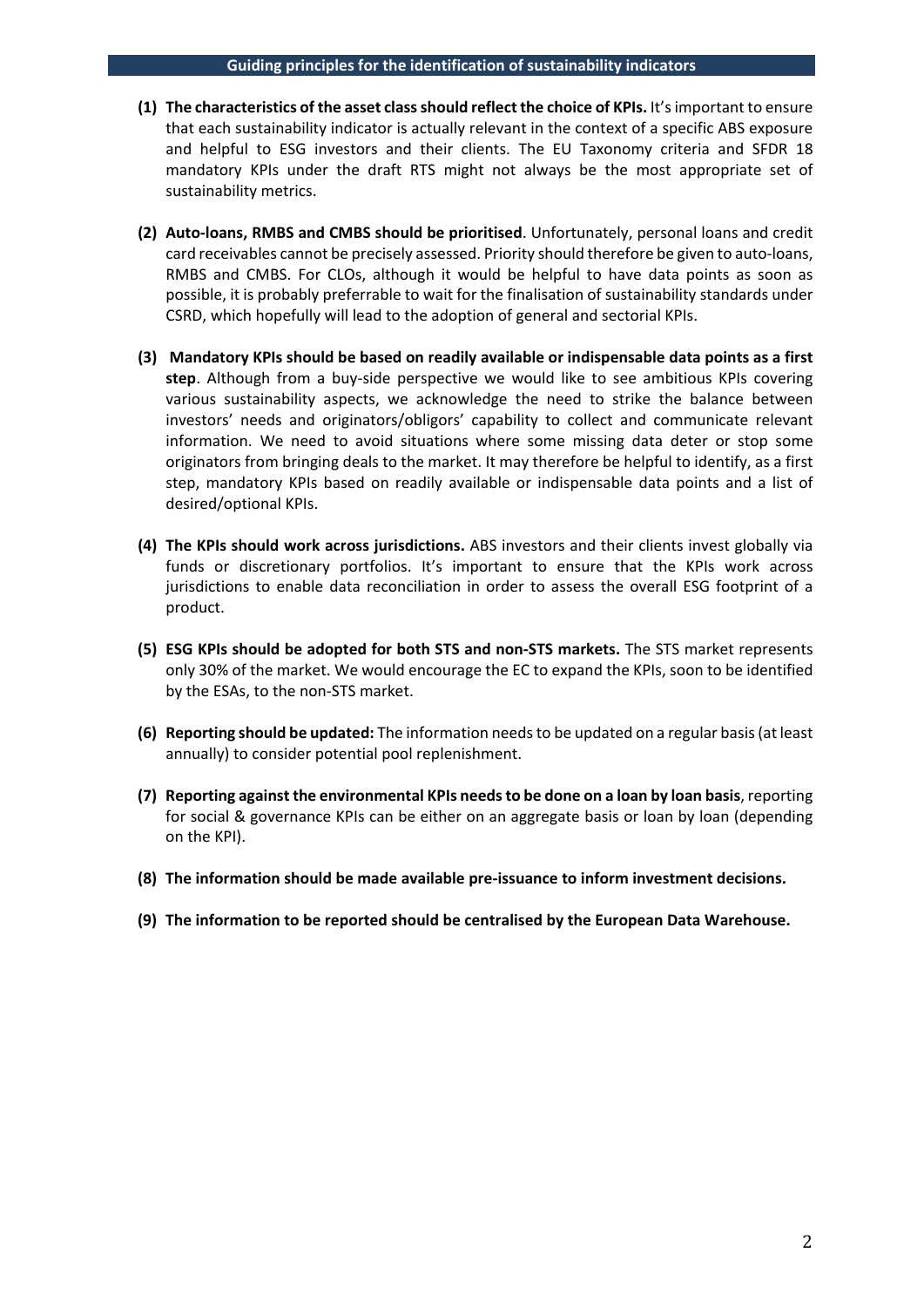## Guiding principles for the identification of sustainability indicators

**(1) The characteristics of the asset class should reflect the choice of KPIs.** It's important to ensure that each sustainability indicator is actually relevant in the context of a specific ABS exposure and helpful to ESG investors and their clients. The EU Taxonomy criteria and SFDR 18 mandatory KPIs under the draft RTS might not always be the most appropriate set of sustainability metrics.

**(2) Auto-loans, RMBS and CMBS should be prioritised**. Unfortunately, personal loans and credit card receivables cannot be precisely assessed. Priority should therefore be given to auto-loans, RMBS and CMBS. For CLOs, although it would be helpful to have data points as soon as possible, it is probably preferrable to wait for the finalisation of sustainability standards under CSRD, which hopefully will lead to the adoption of general and sectorial KPIs.

**(3) Mandatory KPIs should be based on readily available or indispensable data points as a first step**. Although from a buy-side perspective we would like to see ambitious KPIs covering various sustainability aspects, we acknowledge the need to strike the balance between investors' needs and originators/obligors' capability to collect and communicate relevant information. We need to avoid situations where some missing data deter or stop some originators from bringing deals to the market. It may therefore be helpful to identify, as a first step, mandatory KPIs based on readily available or indispensable data points and a list of desired/optional KPIs.

**(4) The KPIs should work across jurisdictions.** ABS investors and their clients invest globally via funds or discretionary portfolios. It's important to ensure that the KPIs work across jurisdictions to enable data reconciliation in order to assess the overall ESG footprint of a product.

**(5) ESG KPIs should be adopted for both STS and non-STS markets.** The STS market represents only 30% of the market. We would encourage the EC to expand the KPIs, soon to be identified by the ESAs, to the non-STS market.

**(6) Reporting should be updated:** The information needs to be updated on a regular basis (at least annually) to consider potential pool replenishment.

**(7) Reporting against the environmental KPIs needs to be done on a loan by loan basis**, reporting for social & governance KPIs can be either on an aggregate basis or loan by loan (depending on the KPI).

**(8) The information should be made available pre-issuance to inform investment decisions.**

**(9) The information to be reported should be centralised by the European Data Warehouse.**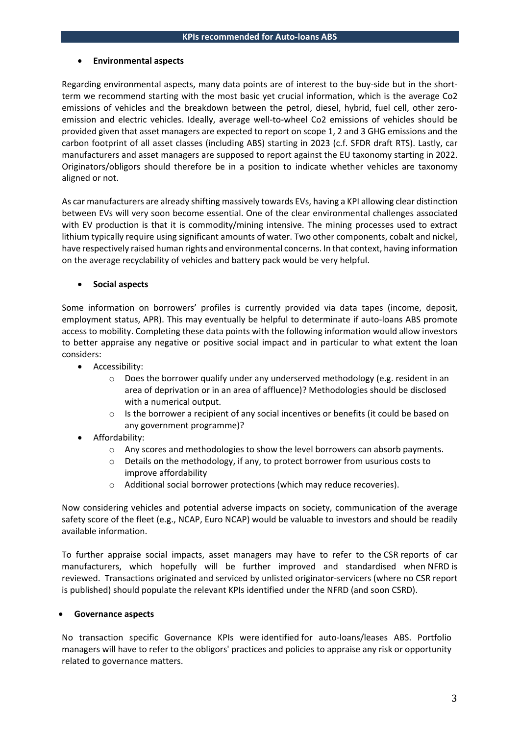## KPIs recommended for Auto-loans ABS

- **Environmental aspects**

Regarding environmental aspects, many data points are of interest to the buy-side but in the short-term we recommend starting with the most basic yet crucial information, which is the average Co2 emissions of vehicles and the breakdown between the petrol, diesel, hybrid, fuel cell, other zero-emission and electric vehicles. Ideally, average well-to-wheel Co2 emissions of vehicles should be provided given that asset managers are expected to report on scope 1, 2 and 3 GHG emissions and the carbon footprint of all asset classes (including ABS) starting in 2023 (c.f. SFDR draft RTS). Lastly, car manufacturers and asset managers are supposed to report against the EU taxonomy starting in 2022. Originators/obligors should therefore be in a position to indicate whether vehicles are taxonomy aligned or not.

As car manufacturers are already shifting massively towards EVs, having a KPI allowing clear distinction between EVs will very soon become essential. One of the clear environmental challenges associated with EV production is that it is commodity/mining intensive. The mining processes used to extract lithium typically require using significant amounts of water. Two other components, cobalt and nickel, have respectively raised human rights and environmental concerns. In that context, having information on the average recyclability of vehicles and battery pack would be very helpful.

- **Social aspects**

Some information on borrowers' profiles is currently provided via data tapes (income, deposit, employment status, APR). This may eventually be helpful to determinate if auto-loans ABS promote access to mobility. Completing these data points with the following information would allow investors to better appraise any negative or positive social impact and in particular to what extent the loan considers:

- Accessibility:
  - Does the borrower qualify under any underserved methodology (e.g. resident in an area of deprivation or in an area of affluence)? Methodologies should be disclosed with a numerical output.
  - Is the borrower a recipient of any social incentives or benefits (it could be based on any government programme)?
- Affordability:
  - Any scores and methodologies to show the level borrowers can absorb payments.
  - Details on the methodology, if any, to protect borrower from usurious costs to improve affordability
  - Additional social borrower protections (which may reduce recoveries).

Now considering vehicles and potential adverse impacts on society, communication of the average safety score of the fleet (e.g., NCAP, Euro NCAP) would be valuable to investors and should be readily available information.

To further appraise social impacts, asset managers may have to refer to the CSR reports of car manufacturers, which hopefully will be further improved and standardised when NFRD is reviewed. Transactions originated and serviced by unlisted originator-servicers (where no CSR report is published) should populate the relevant KPIs identified under the NFRD (and soon CSRD).

- **Governance aspects**

No transaction specific Governance KPIs were identified for auto-loans/leases ABS. Portfolio managers will have to refer to the obligors' practices and policies to appraise any risk or opportunity related to governance matters.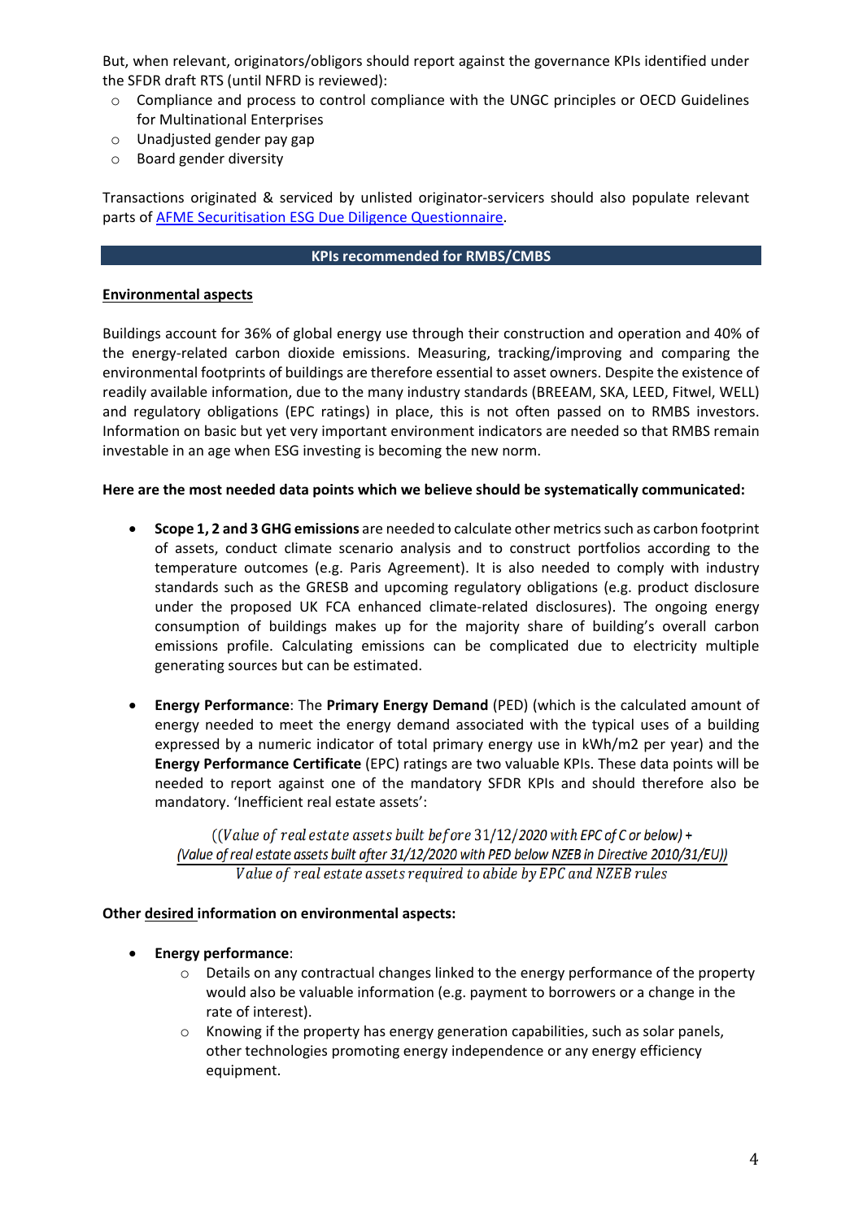But, when relevant, originators/obligors should report against the governance KPIs identified under the SFDR draft RTS (until NFRD is reviewed):

- Compliance and process to control compliance with the UNGC principles or OECD Guidelines for Multinational Enterprises
- Unadjusted gender pay gap
- Board gender diversity

Transactions originated & serviced by unlisted originator-servicers should also populate relevant parts of [AFME Securitisation ESG Due Diligence Questionnaire](AFME Securitisation ESG Due Diligence Questionnaire).

## KPIs recommended for RMBS/CMBS

### Environmental aspects

Buildings account for 36% of global energy use through their construction and operation and 40% of the energy-related carbon dioxide emissions. Measuring, tracking/improving and comparing the environmental footprints of buildings are therefore essential to asset owners. Despite the existence of readily available information, due to the many industry standards (BREEAM, SKA, LEED, Fitwel, WELL) and regulatory obligations (EPC ratings) in place, this is not often passed on to RMBS investors. Information on basic but yet very important environment indicators are needed so that RMBS remain investable in an age when ESG investing is becoming the new norm.

**Here are the most needed data points which we believe should be systematically communicated:**

- **Scope 1, 2 and 3 GHG emissions** are needed to calculate other metrics such as carbon footprint of assets, conduct climate scenario analysis and to construct portfolios according to the temperature outcomes (e.g. Paris Agreement). It is also needed to comply with industry standards such as the GRESB and upcoming regulatory obligations (e.g. product disclosure under the proposed UK FCA enhanced climate-related disclosures). The ongoing energy consumption of buildings makes up for the majority share of building's overall carbon emissions profile. Calculating emissions can be complicated due to electricity multiple generating sources but can be estimated.

- **Energy Performance**: The **Primary Energy Demand** (PED) (which is the calculated amount of energy needed to meet the energy demand associated with the typical uses of a building expressed by a numeric indicator of total primary energy use in kWh/m2 per year) and the **Energy Performance Certificate** (EPC) ratings are two valuable KPIs. These data points will be needed to report against one of the mandatory SFDR KPIs and should therefore also be mandatory. 'Inefficient real estate assets':

$$\frac{(\text{Value of real estate assets built before } 31/12/2020 \text{ with EPC of C or below}) + (\text{Value of real estate assets built after } 31/12/2020 \text{ with PED below NZEB in Directive 2010/31/EU})}{\text{Value of real estate assets required to abide by EPC and NZEB rules}}$$

**Other desired information on environmental aspects:**

- **Energy performance**:
  - Details on any contractual changes linked to the energy performance of the property would also be valuable information (e.g. payment to borrowers or a change in the rate of interest).
  - Knowing if the property has energy generation capabilities, such as solar panels, other technologies promoting energy independence or any energy efficiency equipment.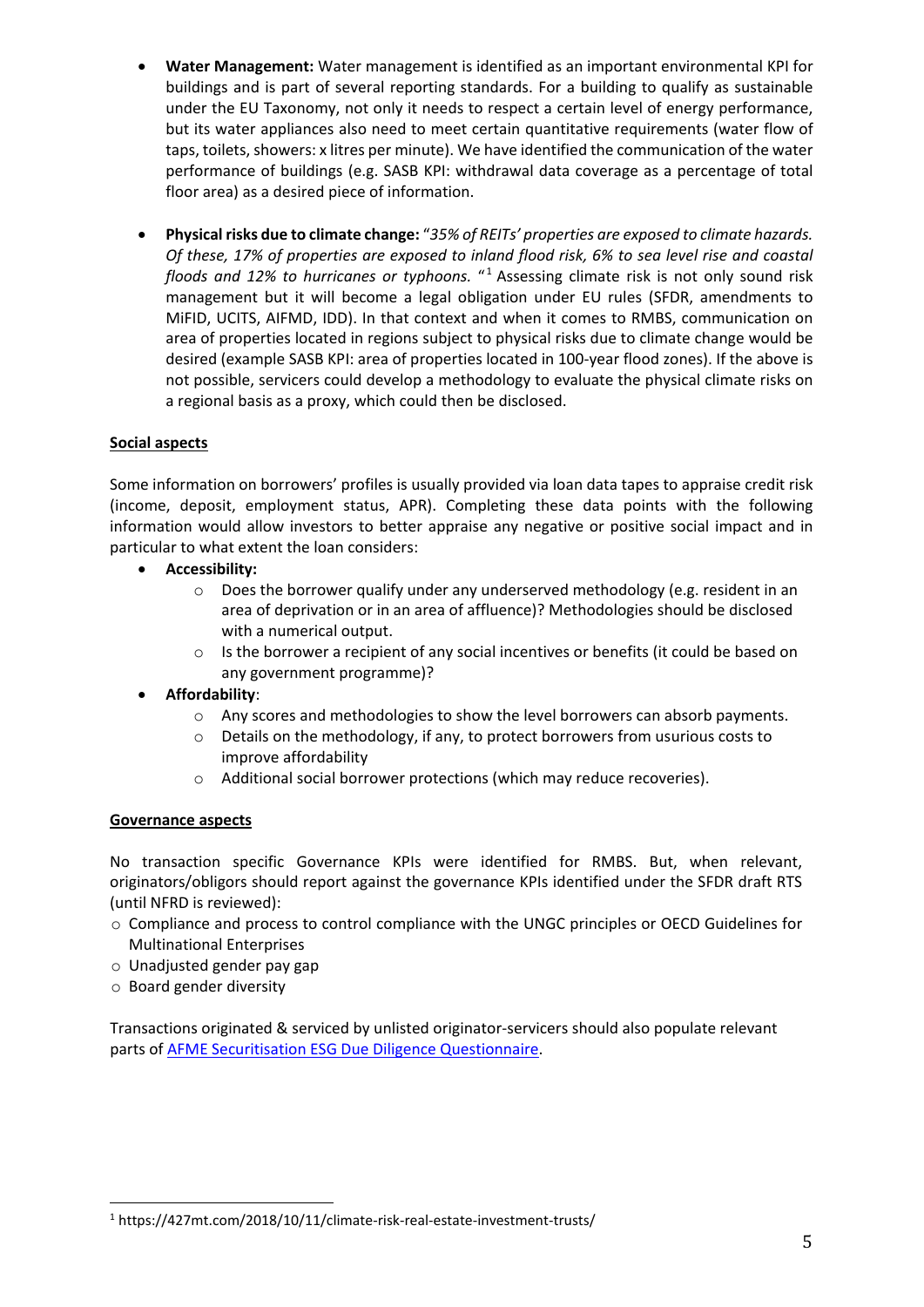- **Water Management:** Water management is identified as an important environmental KPI for buildings and is part of several reporting standards. For a building to qualify as sustainable under the EU Taxonomy, not only it needs to respect a certain level of energy performance, but its water appliances also need to meet certain quantitative requirements (water flow of taps, toilets, showers: x litres per minute). We have identified the communication of the water performance of buildings (e.g. SASB KPI: withdrawal data coverage as a percentage of total floor area) as a desired piece of information.

- **Physical risks due to climate change:** "*35% of REITs' properties are exposed to climate hazards. Of these, 17% of properties are exposed to inland flood risk, 6% to sea level rise and coastal floods and 12% to hurricanes or typhoons.* "[1] Assessing climate risk is not only sound risk management but it will become a legal obligation under EU rules (SFDR, amendments to MiFID, UCITS, AIFMD, IDD). In that context and when it comes to RMBS, communication on area of properties located in regions subject to physical risks due to climate change would be desired (example SASB KPI: area of properties located in 100-year flood zones). If the above is not possible, servicers could develop a methodology to evaluate the physical climate risks on a regional basis as a proxy, which could then be disclosed.

**Social aspects**

Some information on borrowers' profiles is usually provided via loan data tapes to appraise credit risk (income, deposit, employment status, APR). Completing these data points with the following information would allow investors to better appraise any negative or positive social impact and in particular to what extent the loan considers:

- **Accessibility:**
  - Does the borrower qualify under any underserved methodology (e.g. resident in an area of deprivation or in an area of affluence)? Methodologies should be disclosed with a numerical output.
  - Is the borrower a recipient of any social incentives or benefits (it could be based on any government programme)?
- **Affordability**:
  - Any scores and methodologies to show the level borrowers can absorb payments.
  - Details on the methodology, if any, to protect borrowers from usurious costs to improve affordability
  - Additional social borrower protections (which may reduce recoveries).

**Governance aspects**

No transaction specific Governance KPIs were identified for RMBS. But, when relevant, originators/obligors should report against the governance KPIs identified under the SFDR draft RTS (until NFRD is reviewed):

- Compliance and process to control compliance with the UNGC principles or OECD Guidelines for Multinational Enterprises
- Unadjusted gender pay gap
- Board gender diversity

Transactions originated & serviced by unlisted originator-servicers should also populate relevant parts of AFME Securitisation ESG Due Diligence Questionnaire.

[1] https://427mt.com/2018/10/11/climate-risk-real-estate-investment-trusts/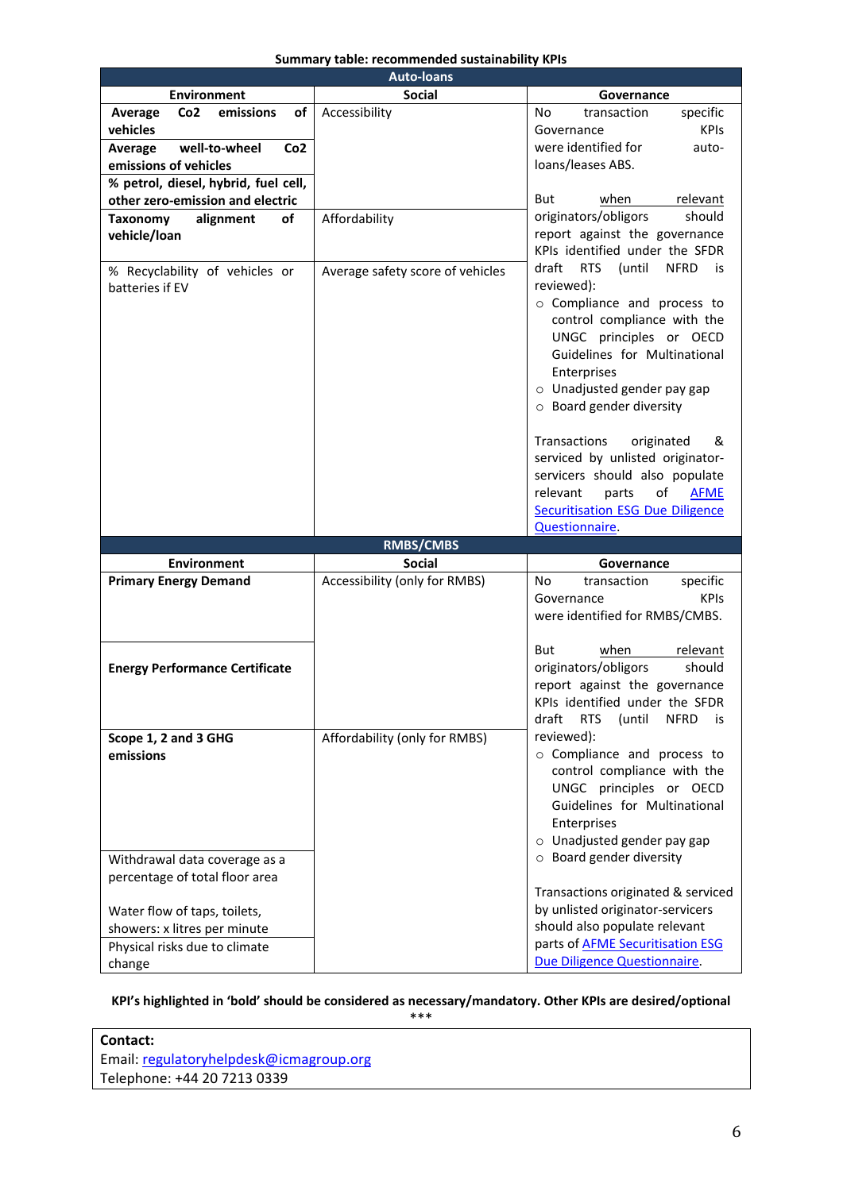**Summary table: recommended sustainability KPIs**

| Auto-loans | | |
|---|---|---|
| **Environment** | **Social** | **Governance** |
| **Average Co2 emissions of vehicles**<br>**Average well-to-wheel Co2 emissions of vehicles**<br>**% petrol, diesel, hybrid, fuel cell, other zero-emission and electric** | Accessibility | No transaction specific Governance KPIs were identified for auto-loans/leases ABS.<br><br>But when relevant originators/obligors should report against the governance KPIs identified under the SFDR draft RTS (until NFRD is reviewed):<br>○ Compliance and process to control compliance with the UNGC principles or OECD Guidelines for Multinational Enterprises<br>○ Unadjusted gender pay gap<br>○ Board gender diversity<br><br>Transactions originated & serviced by unlisted originator-servicers should also populate relevant parts of [AFME Securitisation ESG Due Diligence Questionnaire](). |
| **Taxonomy alignment of vehicle/loan** | Affordability | |
| % Recyclability of vehicles or batteries if EV | Average safety score of vehicles | |
| **RMBS/CMBS** | | |
| **Environment** | **Social** | **Governance** |
| **Primary Energy Demand** | Accessibility (only for RMBS) | No transaction specific Governance KPIs were identified for RMBS/CMBS.<br><br>But when relevant originators/obligors should report against the governance KPIs identified under the SFDR draft RTS (until NFRD is reviewed):<br>○ Compliance and process to control compliance with the UNGC principles or OECD Guidelines for Multinational Enterprises<br>○ Unadjusted gender pay gap<br>○ Board gender diversity<br><br>Transactions originated & serviced by unlisted originator-servicers should also populate relevant parts of [AFME Securitisation ESG Due Diligence Questionnaire](). |
| **Energy Performance Certificate** | | |
| **Scope 1, 2 and 3 GHG emissions** | Affordability (only for RMBS) | |
| Withdrawal data coverage as a percentage of total floor area<br><br>Water flow of taps, toilets, showers: x litres per minute | | |
| Physical risks due to climate change | | |

**KPI's highlighted in 'bold' should be considered as necessary/mandatory. Other KPIs are desired/optional**

***

**Contact:**
Email: regulatoryhelpdesk@icmagroup.org
Telephone: +44 20 7213 0339